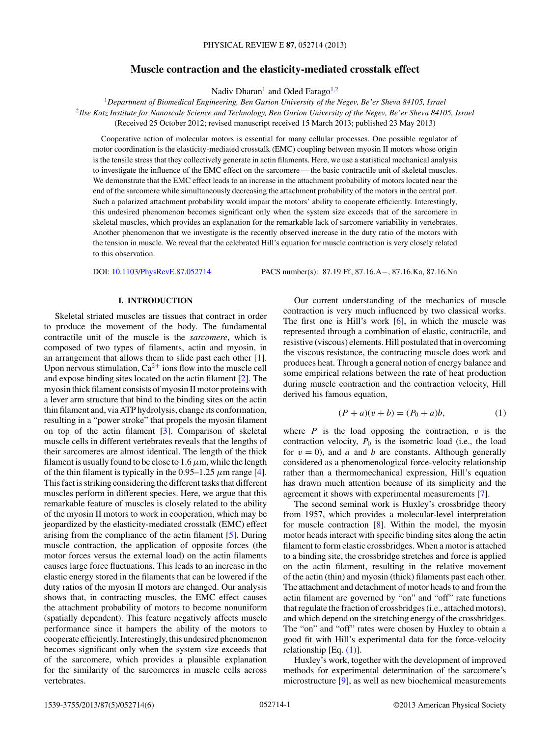# Muscle contraction and the elasticity-mediated crosstalk effect

Nadiv Dharan[1] and Oded Farago[1,2]

[1]*Department of Biomedical Engineering, Ben Gurion University of the Negev, Be'er Sheva 84105, Israel*

[2]*Ilse Katz Institute for Nanoscale Science and Technology, Ben Gurion University of the Negev, Be'er Sheva 84105, Israel*

(Received 25 October 2012; revised manuscript received 15 March 2013; published 23 May 2013)

Cooperative action of molecular motors is essential for many cellular processes. One possible regulator of motor coordination is the elasticity-mediated crosstalk (EMC) coupling between myosin II motors whose origin is the tensile stress that they collectively generate in actin filaments. Here, we use a statistical mechanical analysis to investigate the influence of the EMC effect on the sarcomere — the basic contractile unit of skeletal muscles. We demonstrate that the EMC effect leads to an increase in the attachment probability of motors located near the end of the sarcomere while simultaneously decreasing the attachment probability of the motors in the central part. Such a polarized attachment probability would impair the motors' ability to cooperate efficiently. Interestingly, this undesired phenomenon becomes significant only when the system size exceeds that of the sarcomere in skeletal muscles, which provides an explanation for the remarkable lack of sarcomere variability in vertebrates. Another phenomenon that we investigate is the recently observed increase in the duty ratio of the motors with the tension in muscle. We reveal that the celebrated Hill's equation for muscle contraction is very closely related to this observation.

DOI: 10.1103/PhysRevE.87.052714    PACS number(s): 87.19.Ff, 87.16.A−, 87.16.Ka, 87.16.Nn

## I. INTRODUCTION

Skeletal striated muscles are tissues that contract in order to produce the movement of the body. The fundamental contractile unit of the muscle is the *sarcomere*, which is composed of two types of filaments, actin and myosin, in an arrangement that allows them to slide past each other [1]. Upon nervous stimulation, $Ca^{2+}$ ions flow into the muscle cell and expose binding sites located on the actin filament [2]. The myosin thick filament consists of myosin II motor proteins with a lever arm structure that bind to the binding sites on the actin thin filament and, via ATP hydrolysis, change its conformation, resulting in a "power stroke" that propels the myosin filament on top of the actin filament [3]. Comparison of skeletal muscle cells in different vertebrates reveals that the lengths of their sarcomeres are almost identical. The length of the thick filament is usually found to be close to 1.6 $\mu$m, while the length of the thin filament is typically in the 0.95–1.25 $\mu$m range [4]. This fact is striking considering the different tasks that different muscles perform in different species. Here, we argue that this remarkable feature of muscles is closely related to the ability of the myosin II motors to work in cooperation, which may be jeopardized by the elasticity-mediated crosstalk (EMC) effect arising from the compliance of the actin filament [5]. During muscle contraction, the application of opposite forces (the motor forces versus the external load) on the actin filaments causes large force fluctuations. This leads to an increase in the elastic energy stored in the filaments that can be lowered if the duty ratios of the myosin II motors are changed. Our analysis shows that, in contracting muscles, the EMC effect causes the attachment probability of motors to become nonuniform (spatially dependent). This feature negatively affects muscle performance since it hampers the ability of the motors to cooperate efficiently. Interestingly, this undesired phenomenon becomes significant only when the system size exceeds that of the sarcomere, which provides a plausible explanation for the similarity of the sarcomeres in muscle cells across vertebrates.

Our current understanding of the mechanics of muscle contraction is very much influenced by two classical works. The first one is Hill's work [6], in which the muscle was represented through a combination of elastic, contractile, and resistive (viscous) elements. Hill postulated that in overcoming the viscous resistance, the contracting muscle does work and produces heat. Through a general notion of energy balance and some empirical relations between the rate of heat production during muscle contraction and the contraction velocity, Hill derived his famous equation,

$$(P + a)(v + b) = (P_0 + a)b, \tag{1}$$

where $P$ is the load opposing the contraction, $v$ is the contraction velocity, $P_0$ is the isometric load (i.e., the load for $v = 0$), and $a$ and $b$ are constants. Although generally considered as a phenomenological force-velocity relationship rather than a thermomechanical expression, Hill's equation has drawn much attention because of its simplicity and the agreement it shows with experimental measurements [7].

The second seminal work is Huxley's crossbridge theory from 1957, which provides a molecular-level interpretation for muscle contraction [8]. Within the model, the myosin motor heads interact with specific binding sites along the actin filament to form elastic crossbridges. When a motor is attached to a binding site, the crossbridge stretches and force is applied on the actin filament, resulting in the relative movement of the actin (thin) and myosin (thick) filaments past each other. The attachment and detachment of motor heads to and from the actin filament are governed by "on" and "off" rate functions that regulate the fraction of crossbridges (i.e., attached motors), and which depend on the stretching energy of the crossbridges. The "on" and "off" rates were chosen by Huxley to obtain a good fit with Hill's experimental data for the force-velocity relationship [Eq. (1)].

Huxley's work, together with the development of improved methods for experimental determination of the sarcomere's microstructure [9], as well as new biochemical measurements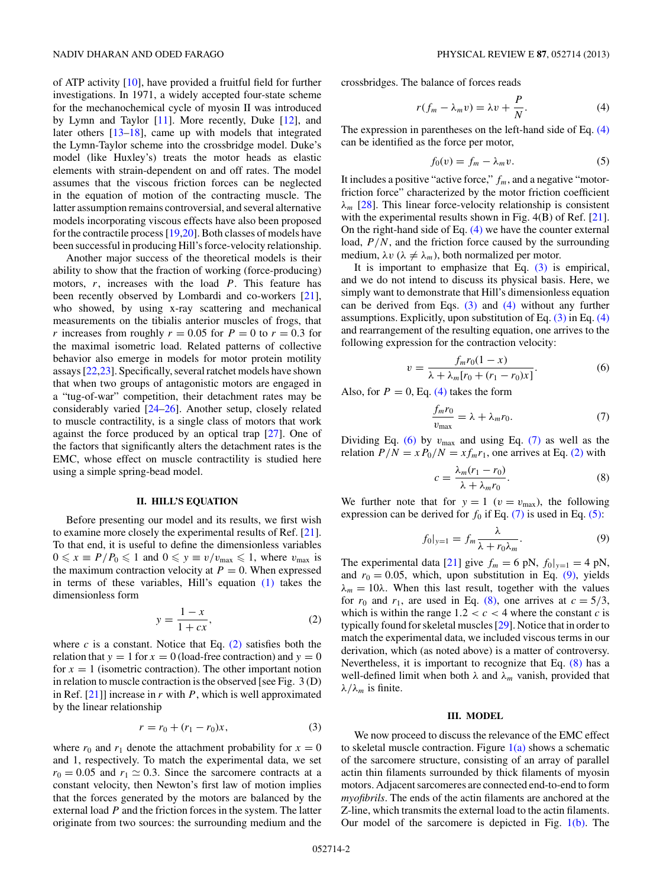of ATP activity [10], have provided a fruitful field for further investigations. In 1971, a widely accepted four-state scheme for the mechanochemical cycle of myosin II was introduced by Lymn and Taylor [11]. More recently, Duke [12], and later others [13–18], came up with models that integrated the Lymn-Taylor scheme into the crossbridge model. Duke's model (like Huxley's) treats the motor heads as elastic elements with strain-dependent on and off rates. The model assumes that the viscous friction forces can be neglected in the equation of motion of the contracting muscle. The latter assumption remains controversial, and several alternative models incorporating viscous effects have also been proposed for the contractile process [19,20]. Both classes of models have been successful in producing Hill's force-velocity relationship.

Another major success of the theoretical models is their ability to show that the fraction of working (force-producing) motors, $r$, increases with the load $P$. This feature has been recently observed by Lombardi and co-workers [21], who showed, by using x-ray scattering and mechanical measurements on the tibialis anterior muscles of frogs, that $r$ increases from roughly $r = 0.05$ for $P = 0$ to $r = 0.3$ for the maximal isometric load. Related patterns of collective behavior also emerge in models for motor protein motility assays [22,23]. Specifically, several ratchet models have shown that when two groups of antagonistic motors are engaged in a "tug-of-war" competition, their detachment rates may be considerably varied [24–26]. Another setup, closely related to muscle contractility, is a single class of motors that work against the force produced by an optical trap [27]. One of the factors that significantly alters the detachment rates is the EMC, whose effect on muscle contractility is studied here using a simple spring-bead model.

## II. HILL'S EQUATION

Before presenting our model and its results, we first wish to examine more closely the experimental results of Ref. [21]. To that end, it is useful to define the dimensionless variables $0 \leqslant x \equiv P/P_0 \leqslant 1$ and $0 \leqslant y \equiv v/v_{\max} \leqslant 1$, where $v_{\max}$ is the maximum contraction velocity at $P = 0$. When expressed in terms of these variables, Hill's equation (1) takes the dimensionless form

$$y = \frac{1-x}{1+cx}, \tag{2}$$

where $c$ is a constant. Notice that Eq. (2) satisfies both the relation that $y = 1$ for $x = 0$ (load-free contraction) and $y = 0$ for $x = 1$ (isometric contraction). The other important notion in relation to muscle contraction is the observed [see Fig. 3 (D) in Ref. [21]] increase in $r$ with $P$, which is well approximated by the linear relationship

$$r = r_0 + (r_1 - r_0)x, \tag{3}$$

where $r_0$ and $r_1$ denote the attachment probability for $x = 0$ and 1, respectively. To match the experimental data, we set $r_0 = 0.05$ and $r_1 \simeq 0.3$. Since the sarcomere contracts at a constant velocity, then Newton's first law of motion implies that the forces generated by the motors are balanced by the external load $P$ and the friction forces in the system. The latter originate from two sources: the surrounding medium and the crossbridges. The balance of forces reads

$$r(f_m - \lambda_m v) = \lambda v + \frac{P}{N}. \tag{4}$$

The expression in parentheses on the left-hand side of Eq. (4) can be identified as the force per motor,

$$f_0(v) = f_m - \lambda_m v. \tag{5}$$

It includes a positive "active force," $f_m$, and a negative "motor-friction force" characterized by the motor friction coefficient $\lambda_m$ [28]. This linear force-velocity relationship is consistent with the experimental results shown in Fig. 4(B) of Ref. [21]. On the right-hand side of Eq. (4) we have the counter external load, $P/N$, and the friction force caused by the surrounding medium, $\lambda v$ ($\lambda \neq \lambda_m$), both normalized per motor.

It is important to emphasize that Eq. (3) is empirical, and we do not intend to discuss its physical basis. Here, we simply want to demonstrate that Hill's dimensionless equation can be derived from Eqs. (3) and (4) without any further assumptions. Explicitly, upon substitution of Eq. (3) in Eq. (4) and rearrangement of the resulting equation, one arrives to the following expression for the contraction velocity:

$$v = \frac{f_m r_0(1-x)}{\lambda + \lambda_m[r_0 + (r_1 - r_0)x]}. \tag{6}$$

Also, for $P = 0$, Eq. (4) takes the form

$$\frac{f_m r_0}{v_{\max}} = \lambda + \lambda_m r_0. \tag{7}$$

Dividing Eq. (6) by $v_{\max}$ and using Eq. (7) as well as the relation $P/N = xP_0/N = xf_m r_1$, one arrives at Eq. (2) with

$$c = \frac{\lambda_m(r_1 - r_0)}{\lambda + \lambda_m r_0}. \tag{8}$$

We further note that for $y = 1$ ($v = v_{\max}$), the following expression can be derived for $f_0$ if Eq. (7) is used in Eq. (5):

$$f_0|_{y=1} = f_m \frac{\lambda}{\lambda + r_0 \lambda_m}. \tag{9}$$

The experimental data [21] give $f_m = 6$ pN, $f_0|_{y=1} = 4$ pN, and $r_0 = 0.05$, which, upon substitution in Eq. (9), yields $\lambda_m = 10\lambda$. When this last result, together with the values for $r_0$ and $r_1$, are used in Eq. (8), one arrives at $c = 5/3$, which is within the range $1.2 < c < 4$ where the constant $c$ is typically found for skeletal muscles [29]. Notice that in order to match the experimental data, we included viscous terms in our derivation, which (as noted above) is a matter of controversy. Nevertheless, it is important to recognize that Eq. (8) has a well-defined limit when both $\lambda$ and $\lambda_m$ vanish, provided that $\lambda/\lambda_m$ is finite.

## III. MODEL

We now proceed to discuss the relevance of the EMC effect to skeletal muscle contraction. Figure 1(a) shows a schematic of the sarcomere structure, consisting of an array of parallel actin thin filaments surrounded by thick filaments of myosin motors. Adjacent sarcomeres are connected end-to-end to form *myofibrils*. The ends of the actin filaments are anchored at the Z-line, which transmits the external load to the actin filaments. Our model of the sarcomere is depicted in Fig. 1(b). The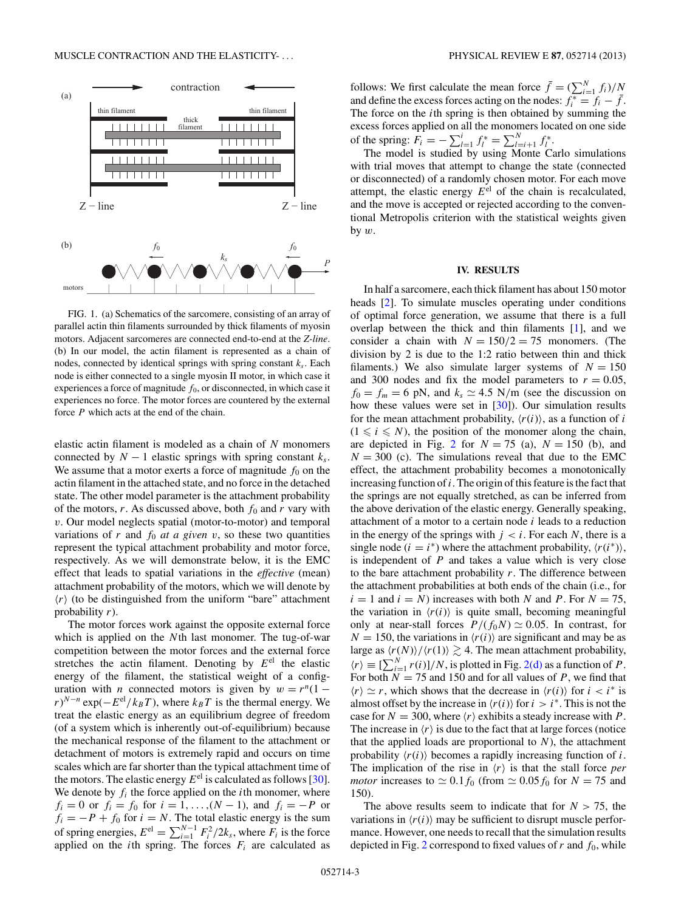FIG. 1. (a) Schematics of the sarcomere, consisting of an array of parallel actin thin filaments surrounded by thick filaments of myosin motors. Adjacent sarcomeres are connected end-to-end at the *Z-line*. (b) In our model, the actin filament is represented as a chain of nodes, connected by identical springs with spring constant $k_s$. Each node is either connected to a single myosin II motor, in which case it experiences a force of magnitude $f_0$, or disconnected, in which case it experiences no force. The motor forces are countered by the external force $P$ which acts at the end of the chain.

elastic actin filament is modeled as a chain of $N$ monomers connected by $N-1$ elastic springs with spring constant $k_s$. We assume that a motor exerts a force of magnitude $f_0$ on the actin filament in the attached state, and no force in the detached state. The other model parameter is the attachment probability of the motors, $r$. As discussed above, both $f_0$ and $r$ vary with $v$. Our model neglects spatial (motor-to-motor) and temporal variations of $r$ and $f_0$ *at a given* $v$, so these two quantities represent the typical attachment probability and motor force, respectively. As we will demonstrate below, it is the EMC effect that leads to spatial variations in the *effective* (mean) attachment probability of the motors, which we will denote by $\langle r \rangle$ (to be distinguished from the uniform "bare" attachment probability $r$).

The motor forces work against the opposite external force which is applied on the $N$th last monomer. The tug-of-war competition between the motor forces and the external force stretches the actin filament. Denoting by $E^{\rm el}$ the elastic energy of the filament, the statistical weight of a configuration with $n$ connected motors is given by $w = r^n(1-r)^{N-n}\exp(-E^{\rm el}/k_BT)$, where $k_BT$ is the thermal energy. We treat the elastic energy as an equilibrium degree of freedom (of a system which is inherently out-of-equilibrium) because the mechanical response of the filament to the attachment or detachment of motors is extremely rapid and occurs on time scales which are far shorter than the typical attachment time of the motors. The elastic energy $E^{\rm el}$ is calculated as follows [30]. We denote by $f_i$ the force applied on the $i$th monomer, where $f_i = 0$ or $f_i = f_0$ for $i = 1,\ldots,(N-1)$, and $f_i = -P$ or $f_i = -P + f_0$ for $i = N$. The total elastic energy is the sum of spring energies, $E^{\rm el} = \sum_{i=1}^{N-1} F_i^2/2k_s$, where $F_i$ is the force applied on the $i$th spring. The forces $F_i$ are calculated as follows: We first calculate the mean force $\bar{f} = (\sum_{i=1}^{N} f_i)/N$ and define the excess forces acting on the nodes: $f_i^* = f_i - \bar{f}$. The force on the $i$th spring is then obtained by summing the excess forces applied on all the monomers located on one side of the spring: $F_i = -\sum_{l=1}^{i} f_l^* = \sum_{l=i+1}^{N} f_l^*$.

The model is studied by using Monte Carlo simulations with trial moves that attempt to change the state (connected or disconnected) of a randomly chosen motor. For each move attempt, the elastic energy $E^{\rm el}$ of the chain is recalculated, and the move is accepted or rejected according to the conventional Metropolis criterion with the statistical weights given by $w$.

## IV. RESULTS

In half a sarcomere, each thick filament has about 150 motor heads [2]. To simulate muscles operating under conditions of optimal force generation, we assume that there is a full overlap between the thick and thin filaments [1], and we consider a chain with $N = 150/2 = 75$ monomers. (The division by 2 is due to the 1:2 ratio between thin and thick filaments.) We also simulate larger systems of $N = 150$ and 300 nodes and fix the model parameters to $r = 0.05$, $f_0 = f_m = 6$ pN, and $k_s \simeq 4.5$ N/m (see the discussion on how these values were set in [30]). Our simulation results for the mean attachment probability, $\langle r(i) \rangle$, as a function of $i$ $(1 \leqslant i \leqslant N)$, the position of the monomer along the chain, are depicted in Fig. 2 for $N = 75$ (a), $N = 150$ (b), and $N = 300$ (c). The simulations reveal that due to the EMC effect, the attachment probability becomes a monotonically increasing function of $i$. The origin of this feature is the fact that the springs are not equally stretched, as can be inferred from the above derivation of the elastic energy. Generally speaking, attachment of a motor to a certain node $i$ leads to a reduction in the energy of the springs with $j < i$. For each $N$, there is a single node ($i = i^*$) where the attachment probability, $\langle r(i^*) \rangle$, is independent of $P$ and takes a value which is very close to the bare attachment probability $r$. The difference between the attachment probabilities at both ends of the chain (i.e., for $i = 1$ and $i = N$) increases with both $N$ and $P$. For $N = 75$, the variation in $\langle r(i) \rangle$ is quite small, becoming meaningful only at near-stall forces $P/(f_0N) \simeq 0.05$. In contrast, for $N = 150$, the variations in $\langle r(i) \rangle$ are significant and may be as large as $\langle r(N) \rangle / \langle r(1) \rangle \gtrsim 4$. The mean attachment probability, $\langle r \rangle \equiv [\sum_{i=1}^{N} r(i)]/N$, is plotted in Fig. 2(d) as a function of $P$. For both $N = 75$ and 150 and for all values of $P$, we find that $\langle r \rangle \simeq r$, which shows that the decrease in $\langle r(i) \rangle$ for $i < i^*$ is almost offset by the increase in $\langle r(i) \rangle$ for $i > i^*$. This is not the case for $N = 300$, where $\langle r \rangle$ exhibits a steady increase with $P$. The increase in $\langle r \rangle$ is due to the fact that at large forces (notice that the applied loads are proportional to $N$), the attachment probability $\langle r(i) \rangle$ becomes a rapidly increasing function of $i$. The implication of the rise in $\langle r \rangle$ is that the stall force *per motor* increases to $\simeq 0.1 f_0$ (from $\simeq 0.05 f_0$ for $N = 75$ and 150).

The above results seem to indicate that for $N > 75$, the variations in $\langle r(i) \rangle$ may be sufficient to disrupt muscle performance. However, one needs to recall that the simulation results depicted in Fig. 2 correspond to fixed values of $r$ and $f_0$, while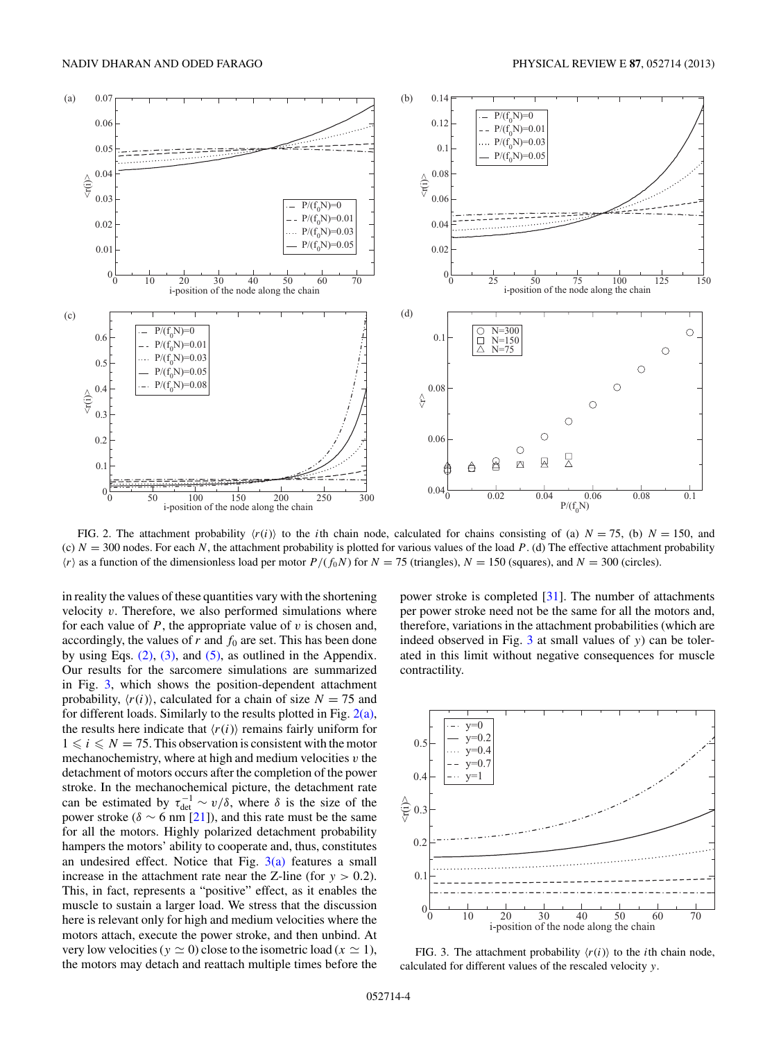FIG. 2. The attachment probability $\langle r(i)\rangle$ to the $i$th chain node, calculated for chains consisting of (a) $N = 75$, (b) $N = 150$, and (c) $N = 300$ nodes. For each $N$, the attachment probability is plotted for various values of the load $P$. (d) The effective attachment probability $\langle r\rangle$ as a function of the dimensionless load per motor $P/(f_0 N)$ for $N = 75$ (triangles), $N = 150$ (squares), and $N = 300$ (circles).

in reality the values of these quantities vary with the shortening velocity $v$. Therefore, we also performed simulations where for each value of $P$, the appropriate value of $v$ is chosen and, accordingly, the values of $r$ and $f_0$ are set. This has been done by using Eqs. (2), (3), and (5), as outlined in the Appendix. Our results for the sarcomere simulations are summarized in Fig. 3, which shows the position-dependent attachment probability, $\langle r(i)\rangle$, calculated for a chain of size $N = 75$ and for different loads. Similarly to the results plotted in Fig. 2(a), the results here indicate that $\langle r(i)\rangle$ remains fairly uniform for $1 \leqslant i \leqslant N = 75$. This observation is consistent with the motor mechanochemistry, where at high and medium velocities $v$ the detachment of motors occurs after the completion of the power stroke. In the mechanochemical picture, the detachment rate can be estimated by $\tau_{\rm det}^{-1} \sim v/\delta$, where $\delta$ is the size of the power stroke ($\delta \sim 6$ nm [21]), and this rate must be the same for all the motors. Highly polarized detachment probability hampers the motors' ability to cooperate and, thus, constitutes an undesired effect. Notice that Fig. 3(a) features a small increase in the attachment rate near the Z-line (for $y > 0.2$). This, in fact, represents a "positive" effect, as it enables the muscle to sustain a larger load. We stress that the discussion here is relevant only for high and medium velocities where the motors attach, execute the power stroke, and then unbind. At very low velocities ($y \simeq 0$) close to the isometric load ($x \simeq 1$), the motors may detach and reattach multiple times before the power stroke is completed [31]. The number of attachments per power stroke need not be the same for all the motors and, therefore, variations in the attachment probabilities (which are indeed observed in Fig. 3 at small values of $y$) can be tolerated in this limit without negative consequences for muscle contractility.

FIG. 3. The attachment probability $\langle r(i)\rangle$ to the $i$th chain node, calculated for different values of the rescaled velocity $y$.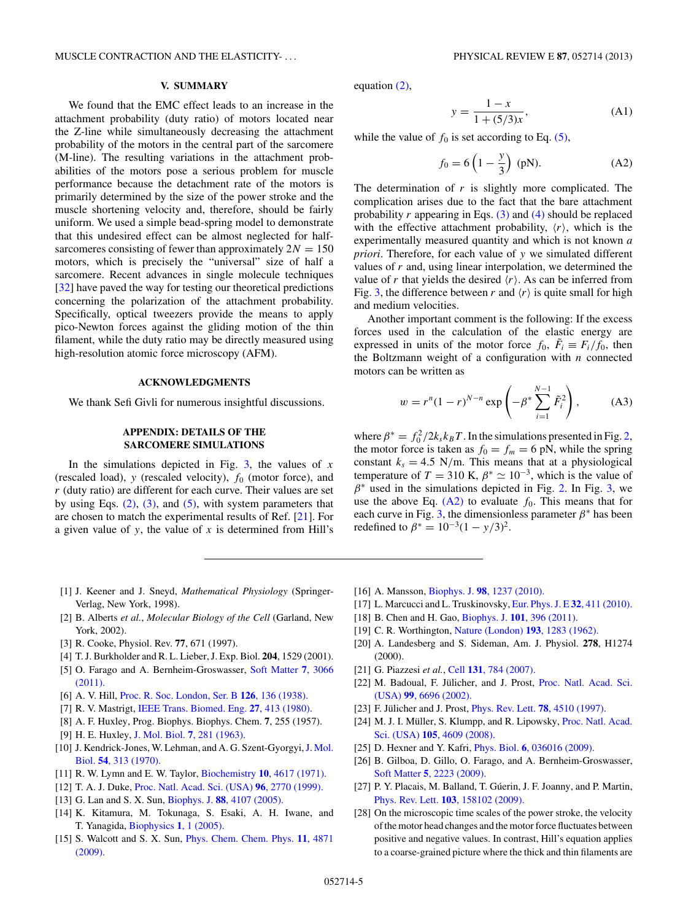## V. SUMMARY

We found that the EMC effect leads to an increase in the attachment probability (duty ratio) of motors located near the Z-line while simultaneously decreasing the attachment probability of the motors in the central part of the sarcomere (M-line). The resulting variations in the attachment probabilities of the motors pose a serious problem for muscle performance because the detachment rate of the motors is primarily determined by the size of the power stroke and the muscle shortening velocity and, therefore, should be fairly uniform. We used a simple bead-spring model to demonstrate that this undesired effect can be almost neglected for half-sarcomeres consisting of fewer than approximately $2N = 150$ motors, which is precisely the "universal" size of half a sarcomere. Recent advances in single molecule techniques [32] have paved the way for testing our theoretical predictions concerning the polarization of the attachment probability. Specifically, optical tweezers provide the means to apply pico-Newton forces against the gliding motion of the thin filament, while the duty ratio may be directly measured using high-resolution atomic force microscopy (AFM).

## ACKNOWLEDGMENTS

We thank Sefi Givli for numerous insightful discussions.

## APPENDIX: DETAILS OF THE SARCOMERE SIMULATIONS

In the simulations depicted in Fig. 3, the values of $x$ (rescaled load), $y$ (rescaled velocity), $f_0$ (motor force), and $r$ (duty ratio) are different for each curve. Their values are set by using Eqs. (2), (3), and (5), with system parameters that are chosen to match the experimental results of Ref. [21]. For a given value of $y$, the value of $x$ is determined from Hill's equation (2),

$$y = \frac{1-x}{1+(5/3)x}, \tag{A1}$$

while the value of $f_0$ is set according to Eq. (5),

$$f_0 = 6\left(1 - \frac{y}{3}\right) \text{ (pN)}. \tag{A2}$$

The determination of $r$ is slightly more complicated. The complication arises due to the fact that the bare attachment probability $r$ appearing in Eqs. (3) and (4) should be replaced with the effective attachment probability, $\langle r \rangle$, which is the experimentally measured quantity and which is not known *a priori*. Therefore, for each value of $y$ we simulated different values of $r$ and, using linear interpolation, we determined the value of $r$ that yields the desired $\langle r \rangle$. As can be inferred from Fig. 3, the difference between $r$ and $\langle r \rangle$ is quite small for high and medium velocities.

Another important comment is the following: If the excess forces used in the calculation of the elastic energy are expressed in units of the motor force $f_0$, $\tilde{F}_i \equiv F_i/f_0$, then the Boltzmann weight of a configuration with $n$ connected motors can be written as

$$w = r^n (1-r)^{N-n} \exp\left(-\beta^* \sum_{i=1}^{N-1} \tilde{F}_i^2\right), \tag{A3}$$

where $\beta^* = f_0^2/2k_s k_B T$. In the simulations presented in Fig. 2, the motor force is taken as $f_0 = f_m = 6$ pN, while the spring constant $k_s = 4.5$ N/m. This means that at a physiological temperature of $T = 310$ K, $\beta^* \simeq 10^{-3}$, which is the value of $\beta^*$ used in the simulations depicted in Fig. 2. In Fig. 3, we use the above Eq. (A2) to evaluate $f_0$. This means that for each curve in Fig. 3, the dimensionless parameter $\beta^*$ has been redefined to $\beta^* = 10^{-3}(1 - y/3)^2$.

---

[1] J. Keener and J. Sneyd, *Mathematical Physiology* (Springer-Verlag, New York, 1998).

[2] B. Alberts *et al.*, *Molecular Biology of the Cell* (Garland, New York, 2002).

[3] R. Cooke, Physiol. Rev. **77**, 671 (1997).

[4] T. J. Burkholder and R. L. Lieber, J. Exp. Biol. **204**, 1529 (2001).

[5] O. Farago and A. Bernheim-Groswasser, Soft Matter **7**, 3066 (2011).

[6] A. V. Hill, Proc. R. Soc. London, Ser. B **126**, 136 (1938).

[7] R. V. Mastrigt, IEEE Trans. Biomed. Eng. **27**, 413 (1980).

[8] A. F. Huxley, Prog. Biophys. Biophys. Chem. **7**, 255 (1957).

[9] H. E. Huxley, J. Mol. Biol. **7**, 281 (1963).

[10] J. Kendrick-Jones, W. Lehman, and A. G. Szent-Gyorgyi, J. Mol. Biol. **54**, 313 (1970).

[11] R. W. Lymn and E. W. Taylor, Biochemistry **10**, 4617 (1971).

[12] T. A. J. Duke, Proc. Natl. Acad. Sci. (USA) **96**, 2770 (1999).

[13] G. Lan and S. X. Sun, Biophys. J. **88**, 4107 (2005).

[14] K. Kitamura, M. Tokunaga, S. Esaki, A. H. Iwane, and T. Yanagida, Biophysics **1**, 1 (2005).

[15] S. Walcott and S. X. Sun, Phys. Chem. Chem. Phys. **11**, 4871 (2009).

[16] A. Mansson, Biophys. J. **98**, 1237 (2010).

[17] L. Marcucci and L. Truskinovsky, Eur. Phys. J. E **32**, 411 (2010).

[18] B. Chen and H. Gao, Biophys. J. **101**, 396 (2011).

[19] C. R. Worthington, Nature (London) **193**, 1283 (1962).

[20] A. Landesberg and S. Sideman, Am. J. Physiol. **278**, H1274 (2000).

[21] G. Piazzesi *et al.*, Cell **131**, 784 (2007).

[22] M. Badoual, F. Jülicher, and J. Prost, Proc. Natl. Acad. Sci. (USA) **99**, 6696 (2002).

[23] F. Jülicher and J. Prost, Phys. Rev. Lett. **78**, 4510 (1997).

[24] M. J. I. Müller, S. Klumpp, and R. Lipowsky, Proc. Natl. Acad. Sci. (USA) **105**, 4609 (2008).

[25] D. Hexner and Y. Kafri, Phys. Biol. **6**, 036016 (2009).

[26] B. Gilboa, D. Gillo, O. Farago, and A. Bernheim-Groswasser, Soft Matter **5**, 2223 (2009).

[27] P. Y. Placais, M. Balland, T. Guérin, J. F. Joanny, and P. Martin, Phys. Rev. Lett. **103**, 158102 (2009).

[28] On the microscopic time scales of the power stroke, the velocity of the motor head changes and the motor force fluctuates between positive and negative values. In contrast, Hill's equation applies to a coarse-grained picture where the thick and thin filaments are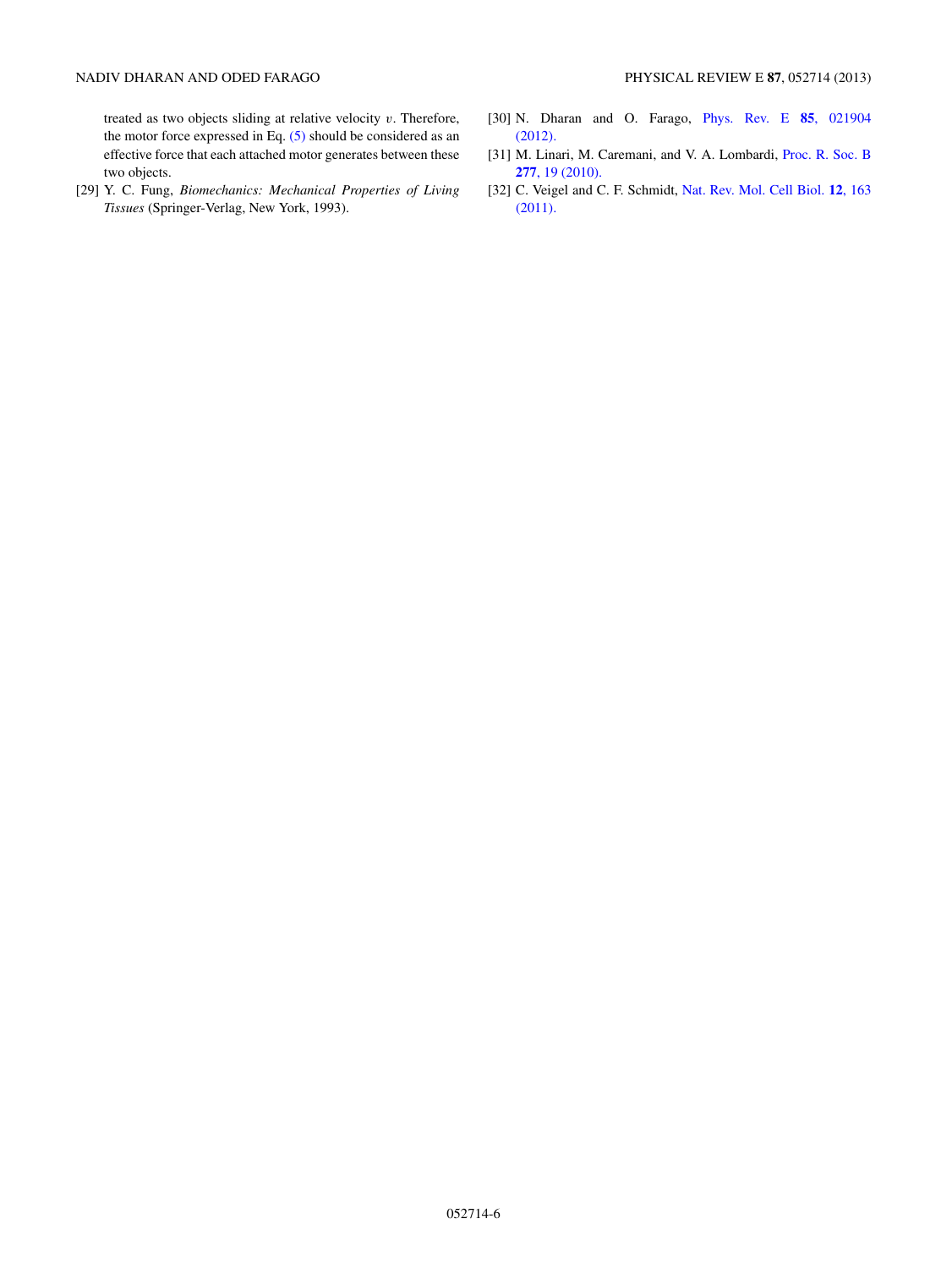treated as two objects sliding at relative velocity $v$. Therefore, the motor force expressed in Eq. (5) should be considered as an effective force that each attached motor generates between these two objects.

[29] Y. C. Fung, *Biomechanics: Mechanical Properties of Living Tissues* (Springer-Verlag, New York, 1993).

[30] N. Dharan and O. Farago, Phys. Rev. E **85**, 021904 (2012).

[31] M. Linari, M. Caremani, and V. A. Lombardi, Proc. R. Soc. B **277**, 19 (2010).

[32] C. Veigel and C. F. Schmidt, Nat. Rev. Mol. Cell Biol. **12**, 163 (2011).